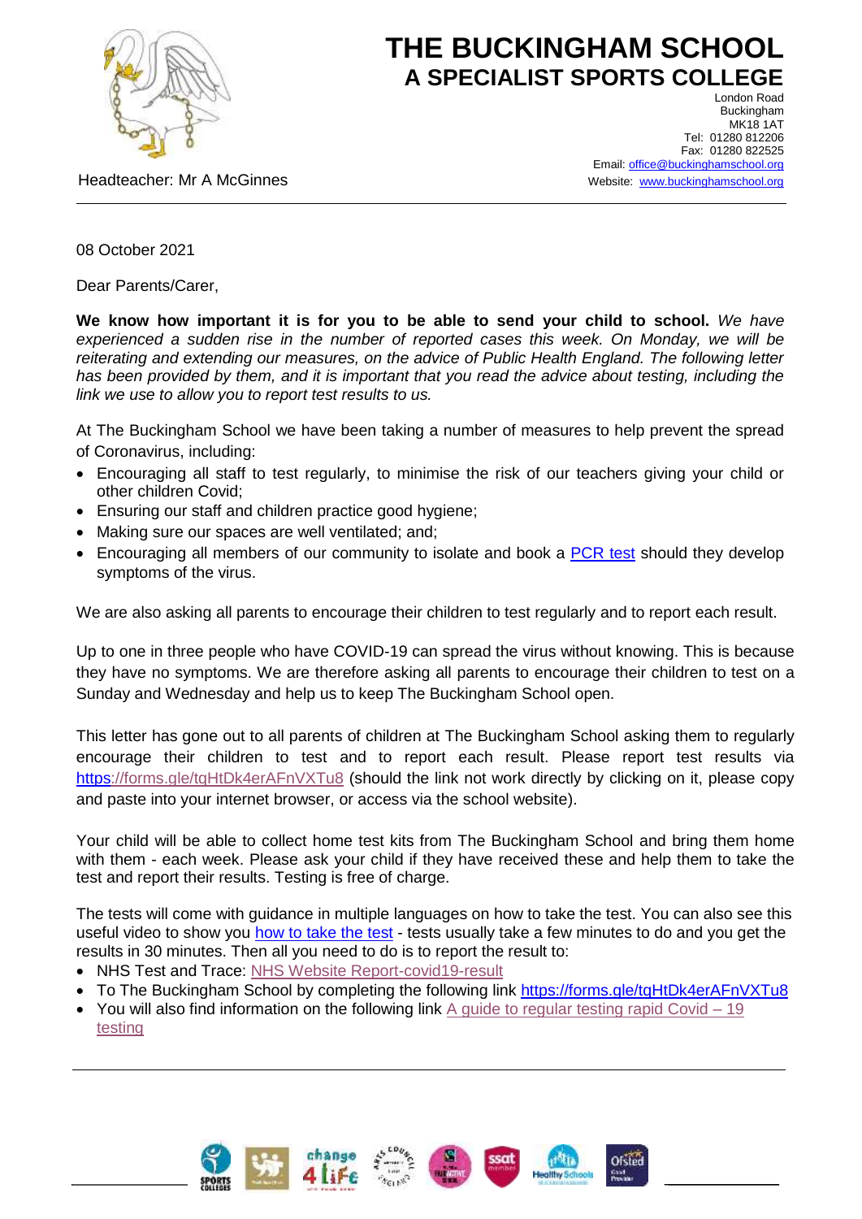# THE BUCKINGHAM SCHOOL
## A SPECIALIST SPORTS COLLEGE

London Road
Buckingham
MK18 1AT
Tel: 01280 812206
Fax: 01280 822525
Email: office@buckinghamschool.org
Website: www.buckinghamschool.org

Headteacher: Mr A McGinnes

08 October 2021

Dear Parents/Carer,

**We know how important it is for you to be able to send your child to school.** *We have experienced a sudden rise in the number of reported cases this week. On Monday, we will be reiterating and extending our measures, on the advice of Public Health England. The following letter has been provided by them, and it is important that you read the advice about testing, including the link we use to allow you to report test results to us.*

At The Buckingham School we have been taking a number of measures to help prevent the spread of Coronavirus, including:

- Encouraging all staff to test regularly, to minimise the risk of our teachers giving your child or other children Covid;
- Ensuring our staff and children practice good hygiene;
- Making sure our spaces are well ventilated; and;
- Encouraging all members of our community to isolate and book a PCR test should they develop symptoms of the virus.

We are also asking all parents to encourage their children to test regularly and to report each result.

Up to one in three people who have COVID-19 can spread the virus without knowing. This is because they have no symptoms. We are therefore asking all parents to encourage their children to test on a Sunday and Wednesday and help us to keep The Buckingham School open.

This letter has gone out to all parents of children at The Buckingham School asking them to regularly encourage their children to test and to report each result. Please report test results via https://forms.gle/tqHtDk4erAFnVXTu8 (should the link not work directly by clicking on it, please copy and paste into your internet browser, or access via the school website).

Your child will be able to collect home test kits from The Buckingham School and bring them home with them - each week. Please ask your child if they have received these and help them to take the test and report their results. Testing is free of charge.

The tests will come with guidance in multiple languages on how to take the test. You can also see this useful video to show you how to take the test - tests usually take a few minutes to do and you get the results in 30 minutes. Then all you need to do is to report the result to:

- NHS Test and Trace: NHS Website Report-covid19-result
- To The Buckingham School by completing the following link https://forms.gle/tqHtDk4erAFnVXTu8
- You will also find information on the following link A guide to regular testing rapid Covid – 19 testing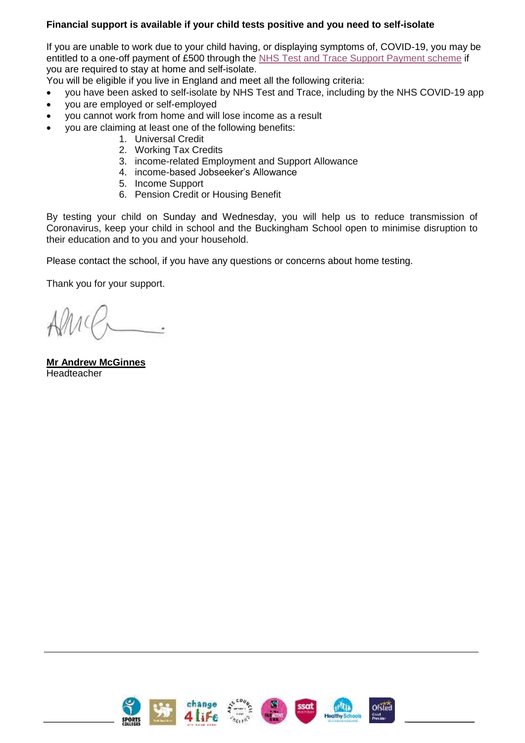**Financial support is available if your child tests positive and you need to self-isolate**

If you are unable to work due to your child having, or displaying symptoms of, COVID-19, you may be entitled to a one-off payment of £500 through the NHS Test and Trace Support Payment scheme if you are required to stay at home and self-isolate.
You will be eligible if you live in England and meet all the following criteria:

- you have been asked to self-isolate by NHS Test and Trace, including by the NHS COVID-19 app
- you are employed or self-employed
- you cannot work from home and will lose income as a result
- you are claiming at least one of the following benefits:
    1. Universal Credit
    2. Working Tax Credits
    3. income-related Employment and Support Allowance
    4. income-based Jobseeker's Allowance
    5. Income Support
    6. Pension Credit or Housing Benefit

By testing your child on Sunday and Wednesday, you will help us to reduce transmission of Coronavirus, keep your child in school and the Buckingham School open to minimise disruption to their education and to you and your household.

Please contact the school, if you have any questions or concerns about home testing.

Thank you for your support.

**Mr Andrew McGinnes**
Headteacher